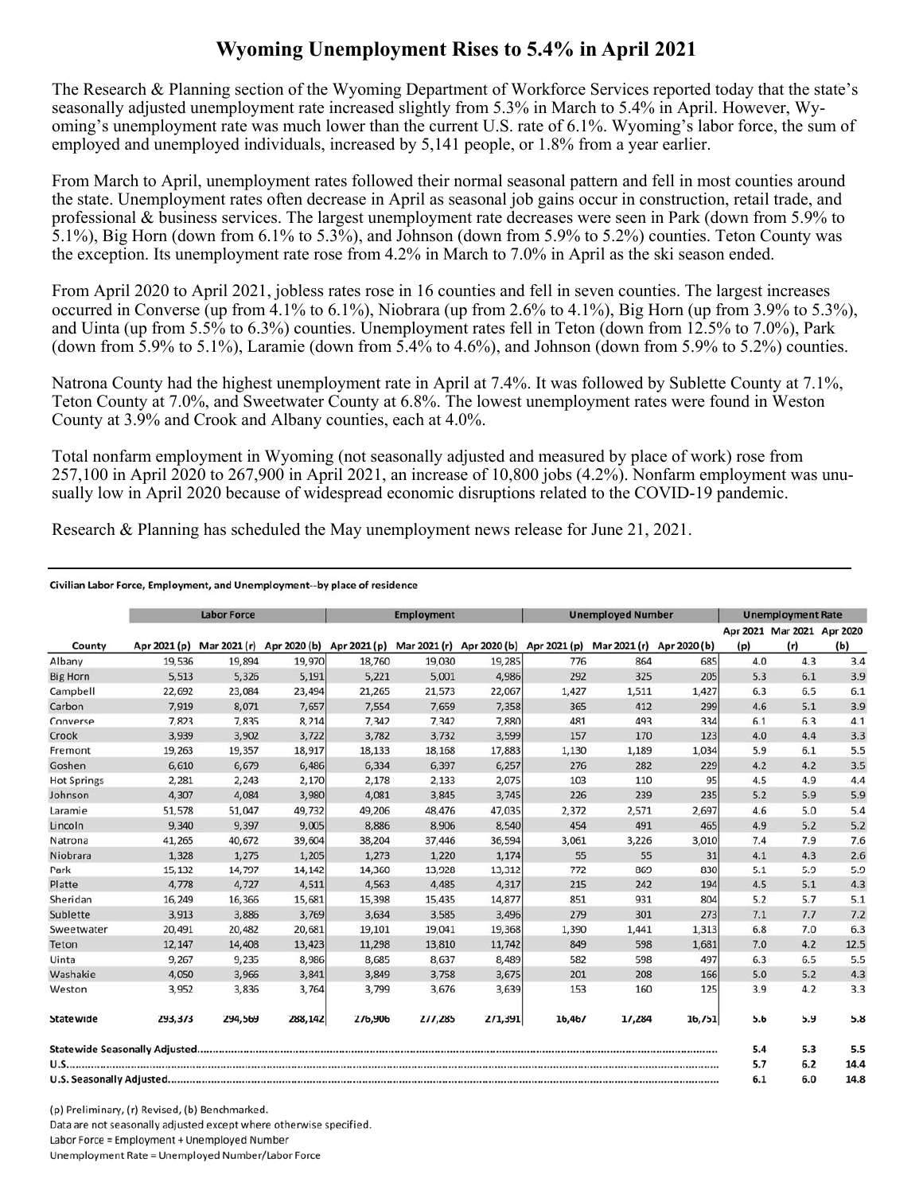# Wyoming Unemployment Rises to 5.4% in April 2021

The Research & Planning section of the Wyoming Department of Workforce Services reported today that the state's seasonally adjusted unemployment rate increased slightly from 5.3% in March to 5.4% in April. However, Wyoming's unemployment rate was much lower than the current U.S. rate of 6.1%. Wyoming's labor force, the sum of employed and unemployed individuals, increased by 5,141 people, or 1.8% from a year earlier.

From March to April, unemployment rates followed their normal seasonal pattern and fell in most counties around the state. Unemployment rates often decrease in April as seasonal job gains occur in construction, retail trade, and professional & business services. The largest unemployment rate decreases were seen in Park (down from 5.9% to 5.1%), Big Horn (down from 6.1% to 5.3%), and Johnson (down from 5.9% to 5.2%) counties. Teton County was the exception. Its unemployment rate rose from 4.2% in March to 7.0% in April as the ski season ended.

From April 2020 to April 2021, jobless rates rose in 16 counties and fell in seven counties. The largest increases occurred in Converse (up from 4.1% to 6.1%), Niobrara (up from 2.6% to 4.1%), Big Horn (up from 3.9% to 5.3%), and Uinta (up from 5.5% to 6.3%) counties. Unemployment rates fell in Teton (down from 12.5% to 7.0%), Park (down from 5.9% to 5.1%), Laramie (down from 5.4% to 4.6%), and Johnson (down from 5.9% to 5.2%) counties.

Natrona County had the highest unemployment rate in April at 7.4%. It was followed by Sublette County at 7.1%, Teton County at 7.0%, and Sweetwater County at 6.8%. The lowest unemployment rates were found in Weston County at 3.9% and Crook and Albany counties, each at 4.0%.

Total nonfarm employment in Wyoming (not seasonally adjusted and measured by place of work) rose from 257,100 in April 2020 to 267,900 in April 2021, an increase of 10,800 jobs (4.2%). Nonfarm employment was unusually low in April 2020 because of widespread economic disruptions related to the COVID-19 pandemic.

Research & Planning has scheduled the May unemployment news release for June 21, 2021.

**Civilian Labor Force, Employment, and Unemployment--by place of residence**

| | Labor Force | | | Employment | | | Unemployed Number | | | Unemployment Rate | | |
|---|---|---|---|---|---|---|---|---|---|---|---|---|
| County | Apr 2021 (p) | Mar 2021 (r) | Apr 2020 (b) | Apr 2021 (p) | Mar 2021 (r) | Apr 2020 (b) | Apr 2021 (p) | Mar 2021 (r) | Apr 2020 (b) | Apr 2021 (p) | Mar 2021 (r) | Apr 2020 (b) |
| Albany | 19,536 | 19,894 | 19,970 | 18,760 | 19,030 | 19,285 | 776 | 864 | 685 | 4.0 | 4.3 | 3.4 |
| Big Horn | 5,513 | 5,326 | 5,191 | 5,221 | 5,001 | 4,986 | 292 | 325 | 205 | 5.3 | 6.1 | 3.9 |
| Campbell | 22,692 | 23,084 | 23,494 | 21,265 | 21,573 | 22,067 | 1,427 | 1,511 | 1,427 | 6.3 | 6.5 | 6.1 |
| Carbon | 7,919 | 8,071 | 7,657 | 7,554 | 7,659 | 7,358 | 365 | 412 | 299 | 4.6 | 5.1 | 3.9 |
| Converse | 7,823 | 7,835 | 8,214 | 7,342 | 7,342 | 7,880 | 481 | 493 | 334 | 6.1 | 6.3 | 4.1 |
| Crook | 3,939 | 3,902 | 3,722 | 3,782 | 3,732 | 3,599 | 157 | 170 | 123 | 4.0 | 4.4 | 3.3 |
| Fremont | 19,263 | 19,357 | 18,917 | 18,133 | 18,168 | 17,883 | 1,130 | 1,189 | 1,034 | 5.9 | 6.1 | 5.5 |
| Goshen | 6,610 | 6,679 | 6,486 | 6,334 | 6,397 | 6,257 | 276 | 282 | 229 | 4.2 | 4.2 | 3.5 |
| Hot Springs | 2,281 | 2,243 | 2,170 | 2,178 | 2,133 | 2,075 | 103 | 110 | 95 | 4.5 | 4.9 | 4.4 |
| Johnson | 4,307 | 4,084 | 3,980 | 4,081 | 3,845 | 3,745 | 226 | 239 | 235 | 5.2 | 5.9 | 5.9 |
| Laramie | 51,578 | 51,047 | 49,732 | 49,206 | 48,476 | 47,035 | 2,372 | 2,571 | 2,697 | 4.6 | 5.0 | 5.4 |
| Lincoln | 9,340 | 9,397 | 9,005 | 8,886 | 8,906 | 8,540 | 454 | 491 | 465 | 4.9 | 5.2 | 5.2 |
| Natrona | 41,265 | 40,672 | 39,604 | 38,204 | 37,446 | 36,594 | 3,061 | 3,226 | 3,010 | 7.4 | 7.9 | 7.6 |
| Niobrara | 1,328 | 1,275 | 1,205 | 1,273 | 1,220 | 1,174 | 55 | 55 | 31 | 4.1 | 4.3 | 2.6 |
| Park | 15,132 | 14,797 | 14,142 | 14,360 | 13,928 | 13,312 | 772 | 869 | 830 | 5.1 | 5.9 | 5.9 |
| Platte | 4,778 | 4,727 | 4,511 | 4,563 | 4,485 | 4,317 | 215 | 242 | 194 | 4.5 | 5.1 | 4.3 |
| Sheridan | 16,249 | 16,366 | 15,681 | 15,398 | 15,435 | 14,877 | 851 | 931 | 804 | 5.2 | 5.7 | 5.1 |
| Sublette | 3,913 | 3,886 | 3,769 | 3,634 | 3,585 | 3,496 | 279 | 301 | 273 | 7.1 | 7.7 | 7.2 |
| Sweetwater | 20,491 | 20,482 | 20,681 | 19,101 | 19,041 | 19,368 | 1,390 | 1,441 | 1,313 | 6.8 | 7.0 | 6.3 |
| Teton | 12,147 | 14,408 | 13,423 | 11,298 | 13,810 | 11,742 | 849 | 598 | 1,681 | 7.0 | 4.2 | 12.5 |
| Uinta | 9,267 | 9,235 | 8,986 | 8,685 | 8,637 | 8,489 | 582 | 598 | 497 | 6.3 | 6.5 | 5.5 |
| Washakie | 4,050 | 3,966 | 3,841 | 3,849 | 3,758 | 3,675 | 201 | 208 | 166 | 5.0 | 5.2 | 4.3 |
| Weston | 3,952 | 3,836 | 3,764 | 3,799 | 3,676 | 3,639 | 153 | 160 | 125 | 3.9 | 4.2 | 3.3 |
| **Statewide** | 293,373 | 294,569 | 288,142 | 276,906 | 277,285 | 271,391 | 16,467 | 17,284 | 16,751 | 5.6 | 5.9 | 5.8 |
| **Statewide Seasonally Adjusted** | | | | | | | | | | 5.4 | 5.3 | 5.5 |
| **U.S.** | | | | | | | | | | 5.7 | 6.2 | 14.4 |
| **U.S. Seasonally Adjusted** | | | | | | | | | | 6.1 | 6.0 | 14.8 |

(p) Preliminary, (r) Revised, (b) Benchmarked.
Data are not seasonally adjusted except where otherwise specified.
Labor Force = Employment + Unemployed Number
Unemployment Rate = Unemployed Number/Labor Force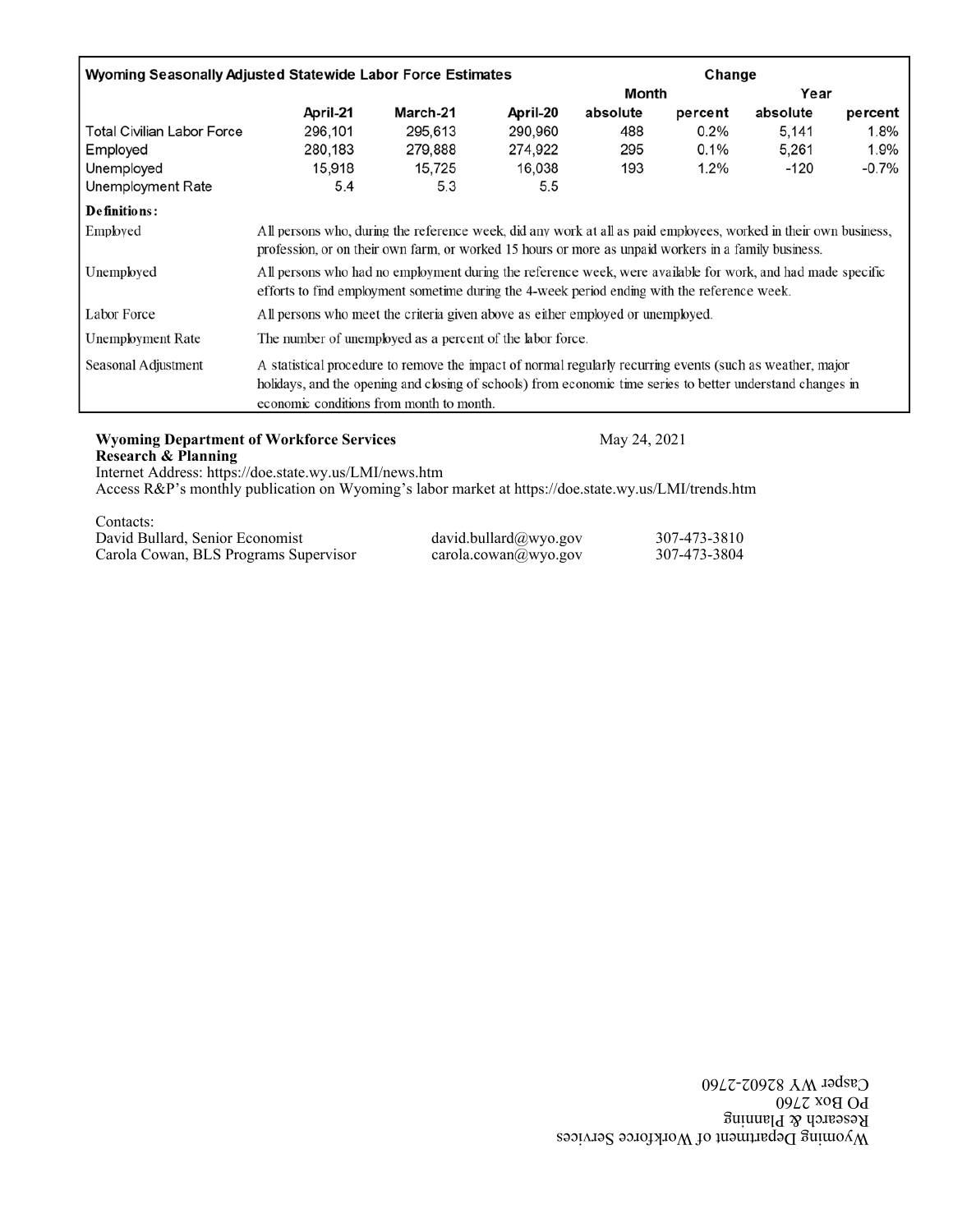| Wyoming Seasonally Adjusted Statewide Labor Force Estimates | | | | Change | | | |
|---|---|---|---|---|---|---|---|
| | | | | Month | | Year | |
| | April-21 | March-21 | April-20 | absolute | percent | absolute | percent |
| Total Civilian Labor Force | 296,101 | 295,613 | 290,960 | 488 | 0.2% | 5,141 | 1.8% |
| Employed | 280,183 | 279,888 | 274,922 | 295 | 0.1% | 5,261 | 1.9% |
| Unemployed | 15,918 | 15,725 | 16,038 | 193 | 1.2% | -120 | -0.7% |
| Unemployment Rate | 5.4 | 5.3 | 5.5 | | | | |

**Definitions:**

| | |
|---|---|
| Employed | All persons who, during the reference week, did any work at all as paid employees, worked in their own business, profession, or on their own farm, or worked 15 hours or more as unpaid workers in a family business. |
| Unemployed | All persons who had no employment during the reference week, were available for work, and had made specific efforts to find employment sometime during the 4-week period ending with the reference week. |
| Labor Force | All persons who meet the criteria given above as either employed or unemployed. |
| Unemployment Rate | The number of unemployed as a percent of the labor force. |
| Seasonal Adjustment | A statistical procedure to remove the impact of normal regularly recurring events (such as weather, major holidays, and the opening and closing of schools) from economic time series to better understand changes in economic conditions from month to month. |

**Wyoming Department of Workforce Services**
**Research & Planning**

May 24, 2021

Internet Address: https://doe.state.wy.us/LMI/news.htm
Access R&P's monthly publication on Wyoming's labor market at https://doe.state.wy.us/LMI/trends.htm

Contacts:

| | | |
|---|---|---|
| David Bullard, Senior Economist | david.bullard@wyo.gov | 307-473-3810 |
| Carola Cowan, BLS Programs Supervisor | carola.cowan@wyo.gov | 307-473-3804 |

Wyoming Department of Workforce Services
Research & Planning
PO Box 2760
Casper WY 82602-2760